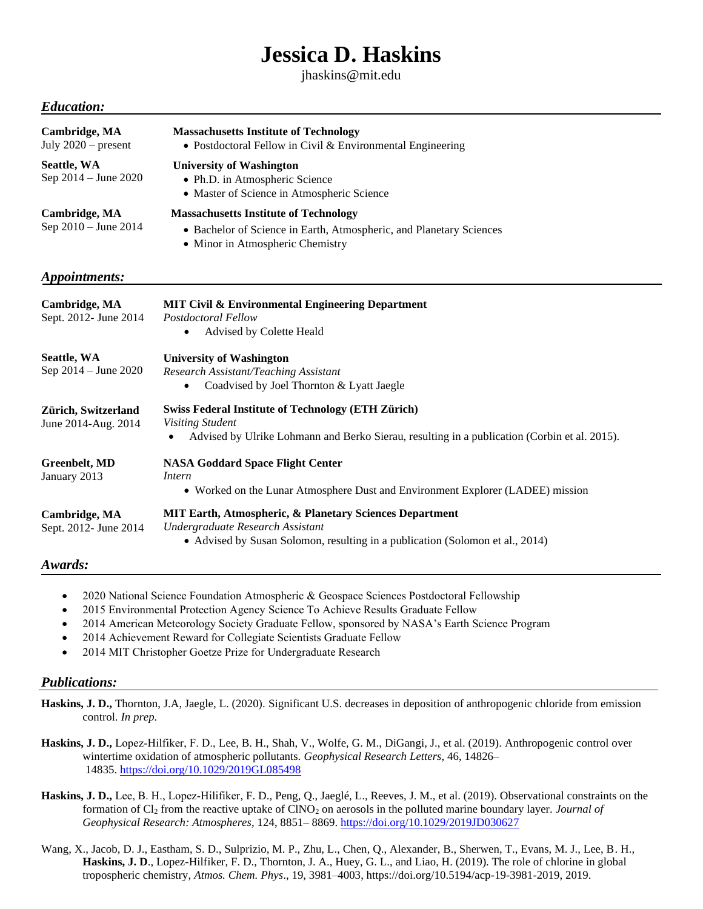# Jessica D. Haskins

jhaskins@mit.edu

## *Education:*

**Cambridge, MA**
July 2020 – present

**Massachusetts Institute of Technology**
- Postdoctoral Fellow in Civil & Environmental Engineering

**Seattle, WA**
Sep 2014 – June 2020

**University of Washington**
- Ph.D. in Atmospheric Science
- Master of Science in Atmospheric Science

**Cambridge, MA**
Sep 2010 – June 2014

**Massachusetts Institute of Technology**
- Bachelor of Science in Earth, Atmospheric, and Planetary Sciences
- Minor in Atmospheric Chemistry

## *Appointments:*

**Cambridge, MA**
Sept. 2012- June 2014

**MIT Civil & Environmental Engineering Department**
*Postdoctoral Fellow*
- Advised by Colette Heald

**Seattle, WA**
Sep 2014 – June 2020

**University of Washington**
*Research Assistant/Teaching Assistant*
- Coadvised by Joel Thornton & Lyatt Jaegle

**Zürich, Switzerland**
June 2014-Aug. 2014

**Swiss Federal Institute of Technology (ETH Zürich)**
*Visiting Student*
- Advised by Ulrike Lohmann and Berko Sierau, resulting in a publication (Corbin et al. 2015).

**Greenbelt, MD**
January 2013

**NASA Goddard Space Flight Center**
*Intern*
- Worked on the Lunar Atmosphere Dust and Environment Explorer (LADEE) mission

**Cambridge, MA**
Sept. 2012- June 2014

**MIT Earth, Atmospheric, & Planetary Sciences Department**
*Undergraduate Research Assistant*
- Advised by Susan Solomon, resulting in a publication (Solomon et al., 2014)

## *Awards:*

- 2020 National Science Foundation Atmospheric & Geospace Sciences Postdoctoral Fellowship
- 2015 Environmental Protection Agency Science To Achieve Results Graduate Fellow
- 2014 American Meteorology Society Graduate Fellow, sponsored by NASA's Earth Science Program
- 2014 Achievement Reward for Collegiate Scientists Graduate Fellow
- 2014 MIT Christopher Goetze Prize for Undergraduate Research

## *Publications:*

**Haskins, J. D.,** Thornton, J.A, Jaegle, L. (2020). Significant U.S. decreases in deposition of anthropogenic chloride from emission control. *In prep.*

**Haskins, J. D.,** Lopez-Hilfiker, F. D., Lee, B. H., Shah, V., Wolfe, G. M., DiGangi, J., et al. (2019). Anthropogenic control over wintertime oxidation of atmospheric pollutants. *Geophysical Research Letters*, 46, 14826–14835. https://doi.org/10.1029/2019GL085498

**Haskins, J. D.,** Lee, B. H., Lopez-Hilifiker, F. D., Peng, Q., Jaeglé, L., Reeves, J. M., et al. (2019). Observational constraints on the formation of $Cl_2$ from the reactive uptake of $ClNO_2$ on aerosols in the polluted marine boundary layer. *Journal of Geophysical Research: Atmospheres*, 124, 8851– 8869. https://doi.org/10.1029/2019JD030627

Wang, X., Jacob, D. J., Eastham, S. D., Sulprizio, M. P., Zhu, L., Chen, Q., Alexander, B., Sherwen, T., Evans, M. J., Lee, B. H., **Haskins, J. D**., Lopez-Hilfiker, F. D., Thornton, J. A., Huey, G. L., and Liao, H. (2019). The role of chlorine in global tropospheric chemistry, *Atmos. Chem. Phys*., 19, 3981–4003, https://doi.org/10.5194/acp-19-3981-2019, 2019.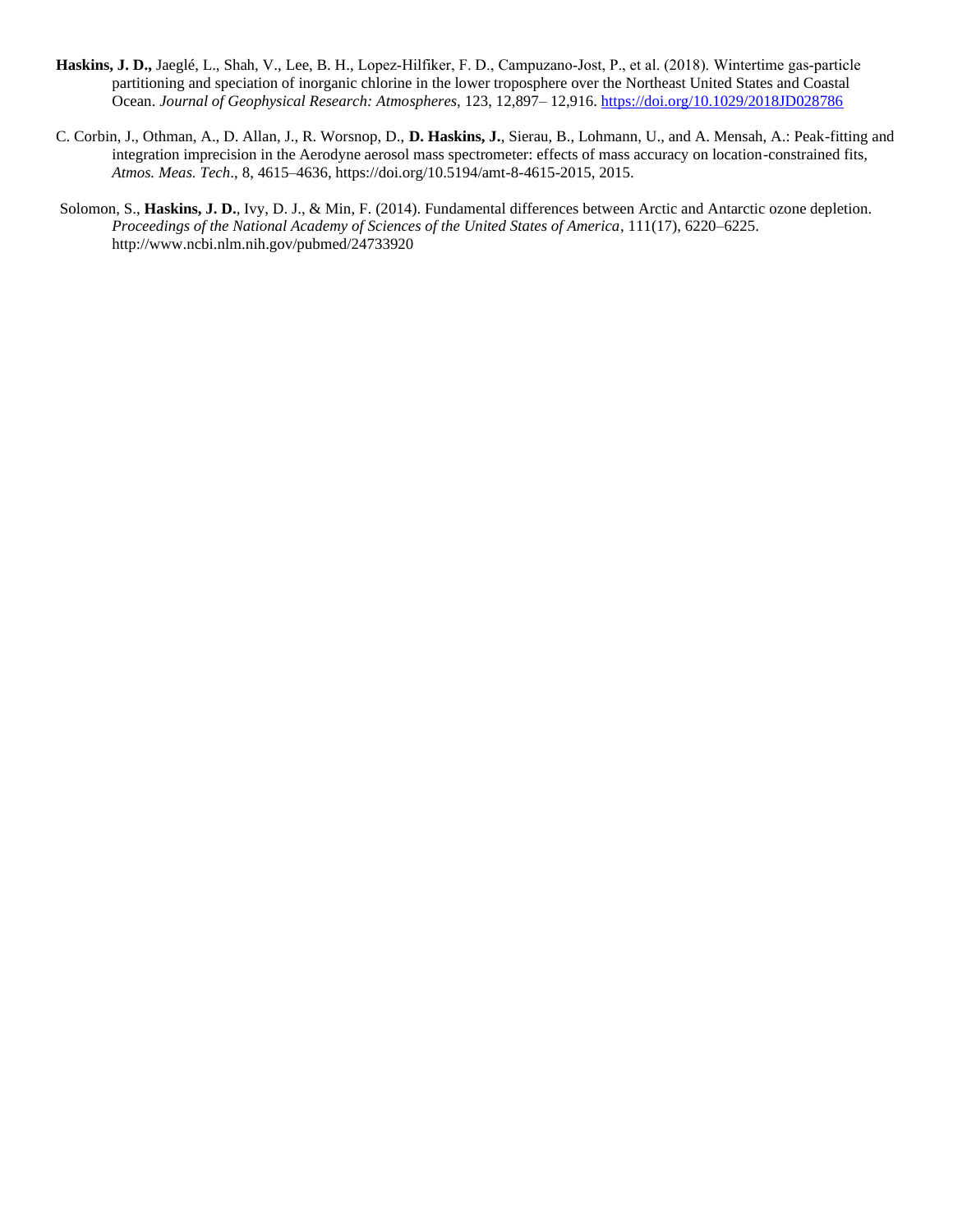**Haskins, J. D.,** Jaeglé, L., Shah, V., Lee, B. H., Lopez-Hilfiker, F. D., Campuzano-Jost, P., et al. (2018). Wintertime gas-particle partitioning and speciation of inorganic chlorine in the lower troposphere over the Northeast United States and Coastal Ocean. *Journal of Geophysical Research: Atmospheres*, 123, 12,897– 12,916. https://doi.org/10.1029/2018JD028786

C. Corbin, J., Othman, A., D. Allan, J., R. Worsnop, D., **D. Haskins, J.**, Sierau, B., Lohmann, U., and A. Mensah, A.: Peak-fitting and integration imprecision in the Aerodyne aerosol mass spectrometer: effects of mass accuracy on location-constrained fits, *Atmos. Meas. Tech*., 8, 4615–4636, https://doi.org/10.5194/amt-8-4615-2015, 2015.

Solomon, S., **Haskins, J. D.**, Ivy, D. J., & Min, F. (2014). Fundamental differences between Arctic and Antarctic ozone depletion. *Proceedings of the National Academy of Sciences of the United States of America*, 111(17), 6220–6225. http://www.ncbi.nlm.nih.gov/pubmed/24733920